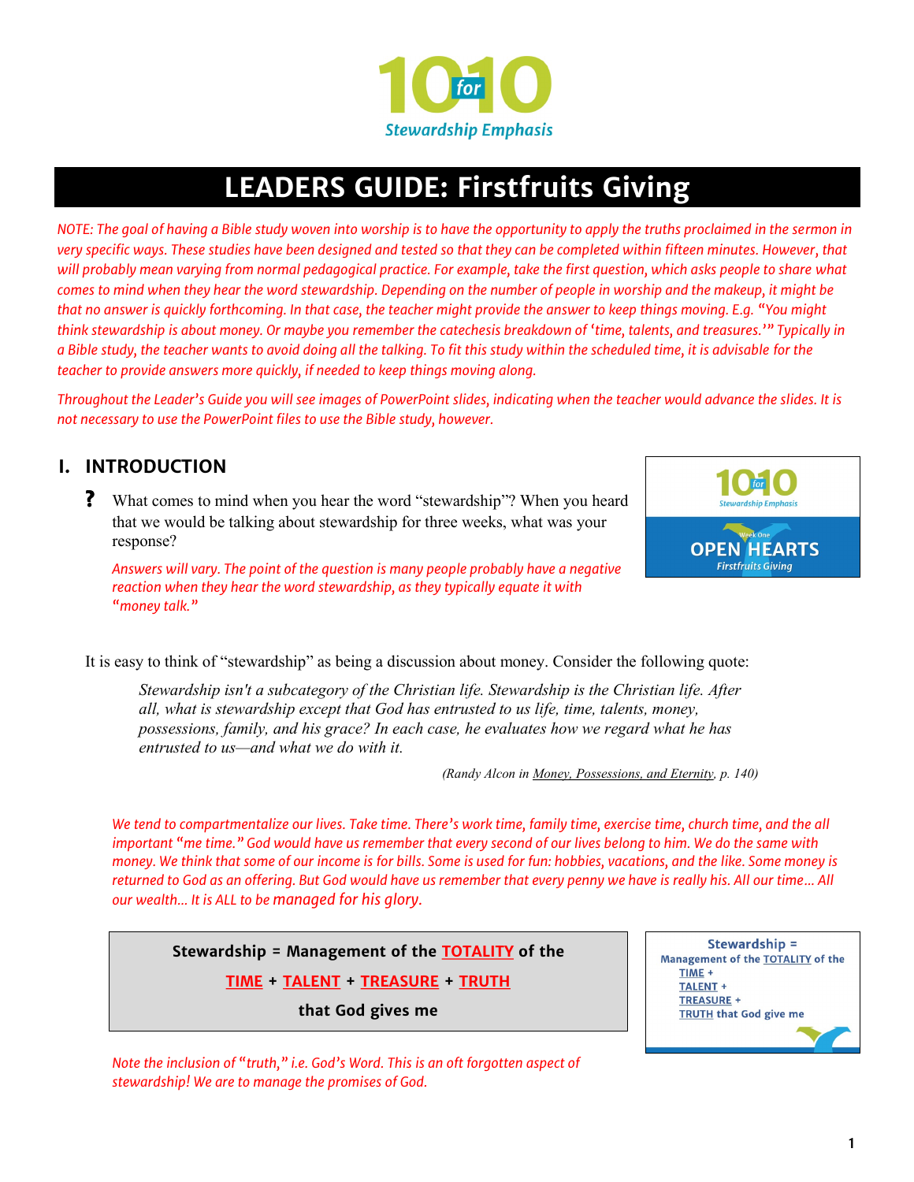# 10 for 10 Stewardship Emphasis

# LEADERS GUIDE: Firstfruits Giving

*NOTE: The goal of having a Bible study woven into worship is to have the opportunity to apply the truths proclaimed in the sermon in very specific ways. These studies have been designed and tested so that they can be completed within fifteen minutes. However, that will probably mean varying from normal pedagogical practice. For example, take the first question, which asks people to share what comes to mind when they hear the word stewardship. Depending on the number of people in worship and the makeup, it might be that no answer is quickly forthcoming. In that case, the teacher might provide the answer to keep things moving. E.g. "You might think stewardship is about money. Or maybe you remember the catechesis breakdown of 'time, talents, and treasures.'" Typically in a Bible study, the teacher wants to avoid doing all the talking. To fit this study within the scheduled time, it is advisable for the teacher to provide answers more quickly, if needed to keep things moving along.*

*Throughout the Leader's Guide you will see images of PowerPoint slides, indicating when the teacher would advance the slides. It is not necessary to use the PowerPoint files to use the Bible study, however.*

## I. INTRODUCTION

[Slide: 10 for 10 Stewardship Emphasis — Week One — OPEN HEARTS — Firstfruits Giving]

**?** What comes to mind when you hear the word "stewardship"? When you heard that we would be talking about stewardship for three weeks, what was your response?

*Answers will vary. The point of the question is many people probably have a negative reaction when they hear the word stewardship, as they typically equate it with "money talk."*

It is easy to think of "stewardship" as being a discussion about money. Consider the following quote:

> *Stewardship isn't a subcategory of the Christian life. Stewardship is the Christian life. After all, what is stewardship except that God has entrusted to us life, time, talents, money, possessions, family, and his grace? In each case, he evaluates how we regard what he has entrusted to us—and what we do with it.*
>
> (Randy Alcon in Money, Possessions, and Eternity, p. 140)

*We tend to compartmentalize our lives. Take time. There's work time, family time, exercise time, church time, and the all important "me time." God would have us remember that every second of our lives belong to him. We do the same with money. We think that some of our income is for bills. Some is used for fun: hobbies, vacations, and the like. Some money is returned to God as an offering. But God would have us remember that every penny we have is really his. All our time… All our wealth… It is ALL to be managed for his glory.*

**Stewardship = Management of the TOTALITY of the**

**TIME + TALENT + TREASURE + TRUTH**

**that God gives me**

[Slide: Stewardship = Management of the TOTALITY of the TIME + TALENT + TREASURE + TRUTH that God give me]

*Note the inclusion of "truth," i.e. God's Word. This is an oft forgotten aspect of stewardship! We are to manage the promises of God.*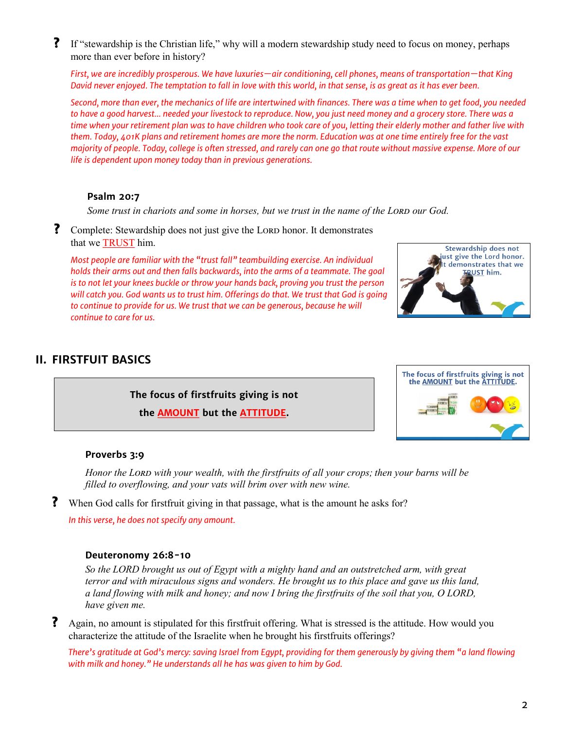**?** If "stewardship is the Christian life," why will a modern stewardship study need to focus on money, perhaps more than ever before in history?

*First, we are incredibly prosperous. We have luxuries—air conditioning, cell phones, means of transportation—that King David never enjoyed. The temptation to fall in love with this world, in that sense, is as great as it has ever been.*

*Second, more than ever, the mechanics of life are intertwined with finances. There was a time when to get food, you needed to have a good harvest... needed your livestock to reproduce. Now, you just need money and a grocery store. There was a time when your retirement plan was to have children who took care of you, letting their elderly mother and father live with them. Today, 401K plans and retirement homes are more the norm. Education was at one time entirely free for the vast majority of people. Today, college is often stressed, and rarely can one go that route without massive expense. More of our life is dependent upon money today than in previous generations.*

**Psalm 20:7**

*Some trust in chariots and some in horses, but we trust in the name of the LORD our God.*

**?** Complete: Stewardship does not just give the LORD honor. It demonstrates that we TRUST him.

*Most people are familiar with the "trust fall" teambuilding exercise. An individual holds their arms out and then falls backwards, into the arms of a teammate. The goal is to not let your knees buckle or throw your hands back, proving you trust the person will catch you. God wants us to trust him. Offerings do that. We trust that God is going to continue to provide for us. We trust that we can be generous, because he will continue to care for us.*

Stewardship does not just give the Lord honor. It demonstrates that we TRUST him.

## II. FIRSTFRUIT BASICS

**The focus of firstfruits giving is not the AMOUNT but the ATTITUDE.**

The focus of firstfruits giving is not the AMOUNT but the ATTITUDE.

**Proverbs 3:9**

*Honor the LORD with your wealth, with the firstfruits of all your crops; then your barns will be filled to overflowing, and your vats will brim over with new wine.*

**?** When God calls for firstfruit giving in that passage, what is the amount he asks for?

*In this verse, he does not specify any amount.*

**Deuteronomy 26:8-10**

*So the LORD brought us out of Egypt with a mighty hand and an outstretched arm, with great terror and with miraculous signs and wonders. He brought us to this place and gave us this land, a land flowing with milk and honey; and now I bring the firstfruits of the soil that you, O LORD, have given me.*

**?** Again, no amount is stipulated for this firstfruit offering. What is stressed is the attitude. How would you characterize the attitude of the Israelite when he brought his firstfruits offerings?

*There's gratitude at God's mercy: saving Israel from Egypt, providing for them generously by giving them "a land flowing with milk and honey." He understands all he has was given to him by God.*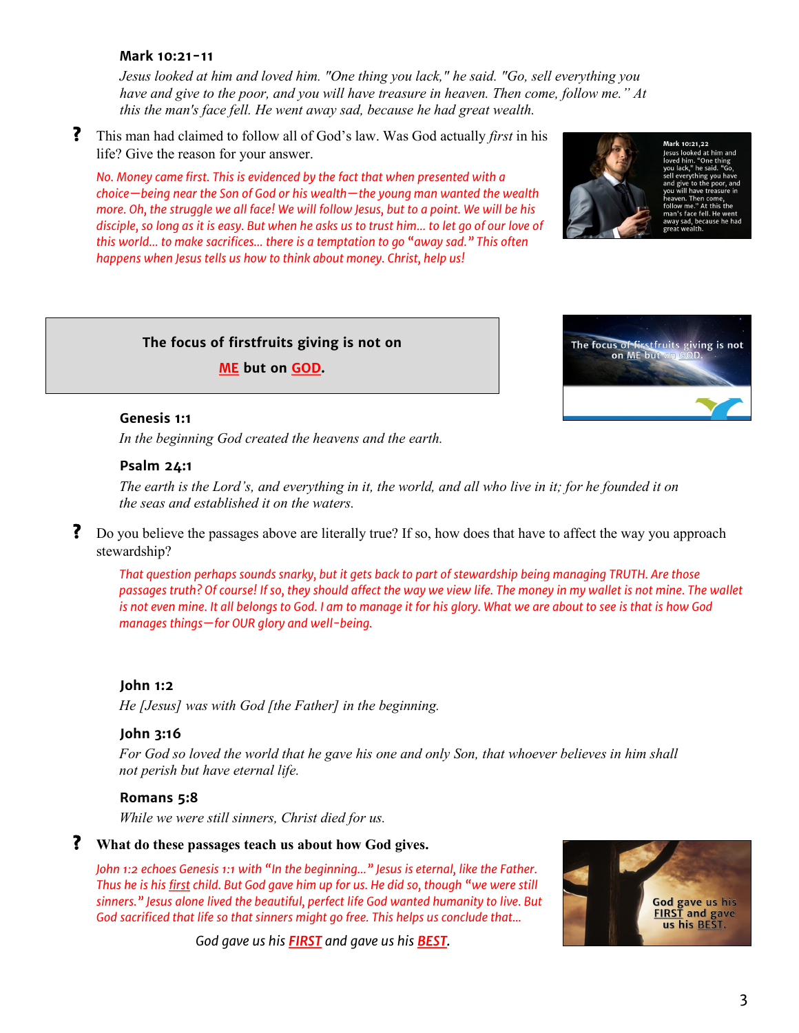**Mark 10:21-11**

*Jesus looked at him and loved him. "One thing you lack," he said. "Go, sell everything you have and give to the poor, and you will have treasure in heaven. Then come, follow me." At this the man's face fell. He went away sad, because he had great wealth.*

**?** This man had claimed to follow all of God's law. Was God actually *first* in his life? Give the reason for your answer.

*No. Money came first. This is evidenced by the fact that when presented with a choice—being near the Son of God or his wealth—the young man wanted the wealth more. Oh, the struggle we all face! We will follow Jesus, but to a point. We will be his disciple, so long as it is easy. But when he asks us to trust him… to let go of our love of this world… to make sacrifices… there is a temptation to go "away sad." This often happens when Jesus tells us how to think about money. Christ, help us!*

**The focus of firstfruits giving is not on ME but on GOD.**

**Genesis 1:1**

*In the beginning God created the heavens and the earth.*

**Psalm 24:1**

*The earth is the Lord's, and everything in it, the world, and all who live in it; for he founded it on the seas and established it on the waters.*

**?** Do you believe the passages above are literally true? If so, how does that have to affect the way you approach stewardship?

*That question perhaps sounds snarky, but it gets back to part of stewardship being managing TRUTH. Are those passages truth? Of course! If so, they should affect the way we view life. The money in my wallet is not mine. The wallet is not even mine. It all belongs to God. I am to manage it for his glory. What we are about to see is that is how God manages things—for OUR glory and well-being.*

**John 1:2**

*He [Jesus] was with God [the Father] in the beginning.*

**John 3:16**

*For God so loved the world that he gave his one and only Son, that whoever believes in him shall not perish but have eternal life.*

**Romans 5:8**

*While we were still sinners, Christ died for us.*

**? What do these passages teach us about how God gives.**

*John 1:2 echoes Genesis 1:1 with "In the beginning…" Jesus is eternal, like the Father. Thus he is his first child. But God gave him up for us. He did so, though "we were still sinners." Jesus alone lived the beautiful, perfect life God wanted humanity to live. But God sacrificed that life so that sinners might go free. This helps us conclude that…*

*God gave us his **FIRST** and gave us his **BEST**.*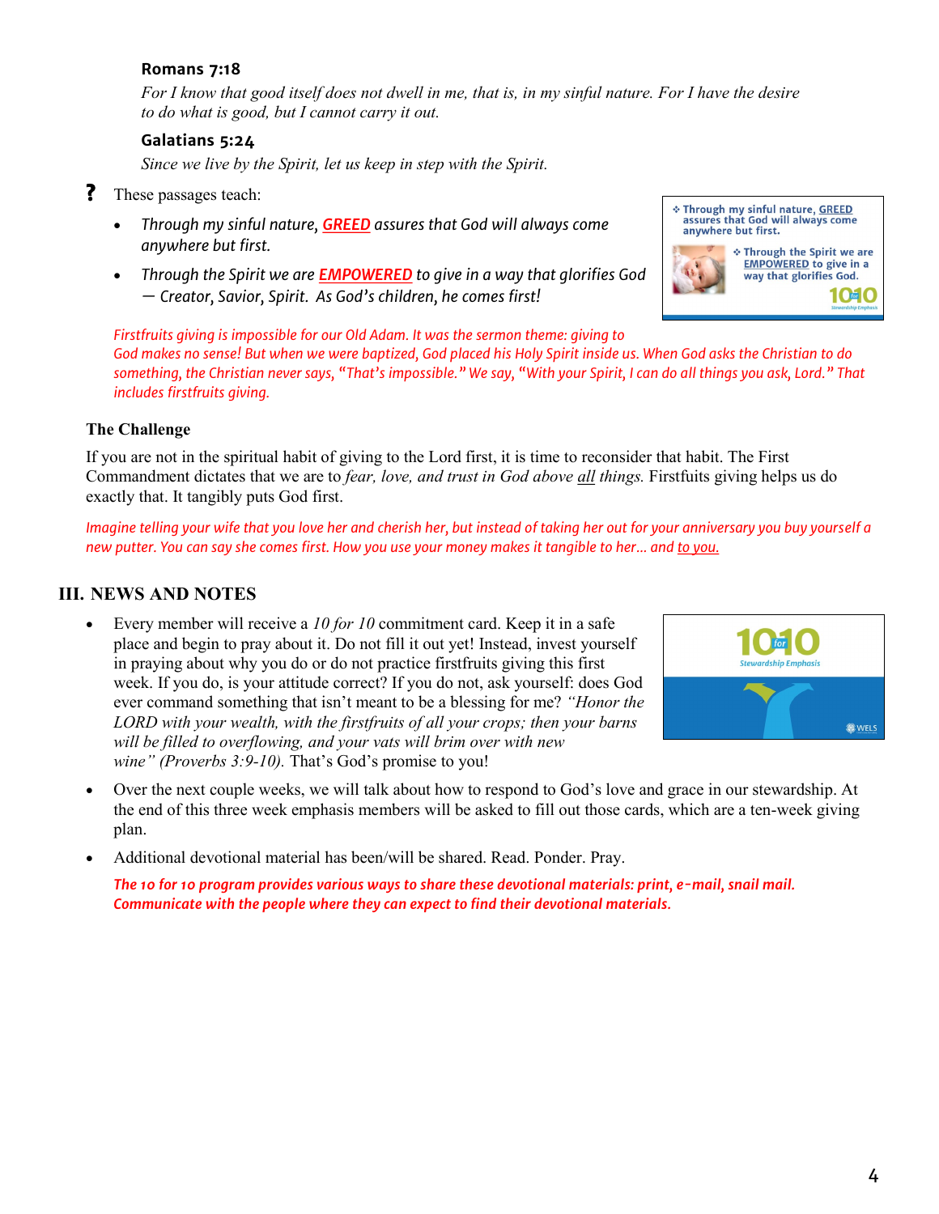**Romans 7:18**

*For I know that good itself does not dwell in me, that is, in my sinful nature. For I have the desire to do what is good, but I cannot carry it out.*

**Galatians 5:24**

*Since we live by the Spirit, let us keep in step with the Spirit.*

**?** These passages teach:

- *Through my sinful nature,* ***GREED*** *assures that God will always come anywhere but first.*
- *Through the Spirit we are* ***EMPOWERED*** *to give in a way that glorifies God — Creator, Savior, Spirit. As God's children, he comes first!*

*Firstfruits giving is impossible for our Old Adam. It was the sermon theme: giving to God makes no sense! But when we were baptized, God placed his Holy Spirit inside us. When God asks the Christian to do something, the Christian never says, "That's impossible." We say, "With your Spirit, I can do all things you ask, Lord." That includes firstfruits giving.*

**The Challenge**

If you are not in the spiritual habit of giving to the Lord first, it is time to reconsider that habit. The First Commandment dictates that we are to *fear, love, and trust in God above all things.* Firstfuits giving helps us do exactly that. It tangibly puts God first.

*Imagine telling your wife that you love her and cherish her, but instead of taking her out for your anniversary you buy yourself a new putter. You can say she comes first. How you use your money makes it tangible to her... and to you.*

## III. NEWS AND NOTES

- Every member will receive a *10 for 10* commitment card. Keep it in a safe place and begin to pray about it. Do not fill it out yet! Instead, invest yourself in praying about why you do or do not practice firstfruits giving this first week. If you do, is your attitude correct? If you do not, ask yourself: does God ever command something that isn't meant to be a blessing for me? *"Honor the LORD with your wealth, with the firstfruits of all your crops; then your barns will be filled to overflowing, and your vats will brim over with new wine" (Proverbs 3:9-10).* That's God's promise to you!
- Over the next couple weeks, we will talk about how to respond to God's love and grace in our stewardship. At the end of this three week emphasis members will be asked to fill out those cards, which are a ten-week giving plan.
- Additional devotional material has been/will be shared. Read. Ponder. Pray.

  ***The 10 for 10 program provides various ways to share these devotional materials: print, e-mail, snail mail. Communicate with the people where they can expect to find their devotional materials.***